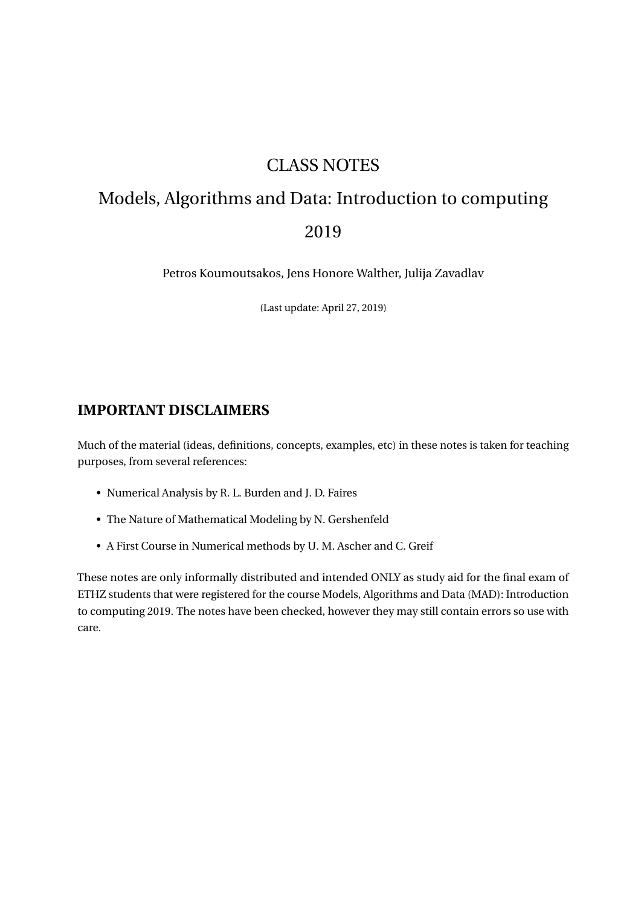# CLASS NOTES

# Models, Algorithms and Data: Introduction to computing

# 2019

Petros Koumoutsakos, Jens Honore Walther, Julija Zavadlav

(Last update: April 27, 2019)

## IMPORTANT DISCLAIMERS

Much of the material (ideas, definitions, concepts, examples, etc) in these notes is taken for teaching purposes, from several references:

- Numerical Analysis by R. L. Burden and J. D. Faires
- The Nature of Mathematical Modeling by N. Gershenfeld
- A First Course in Numerical methods by U. M. Ascher and C. Greif

These notes are only informally distributed and intended ONLY as study aid for the final exam of ETHZ students that were registered for the course Models, Algorithms and Data (MAD): Introduction to computing 2019. The notes have been checked, however they may still contain errors so use with care.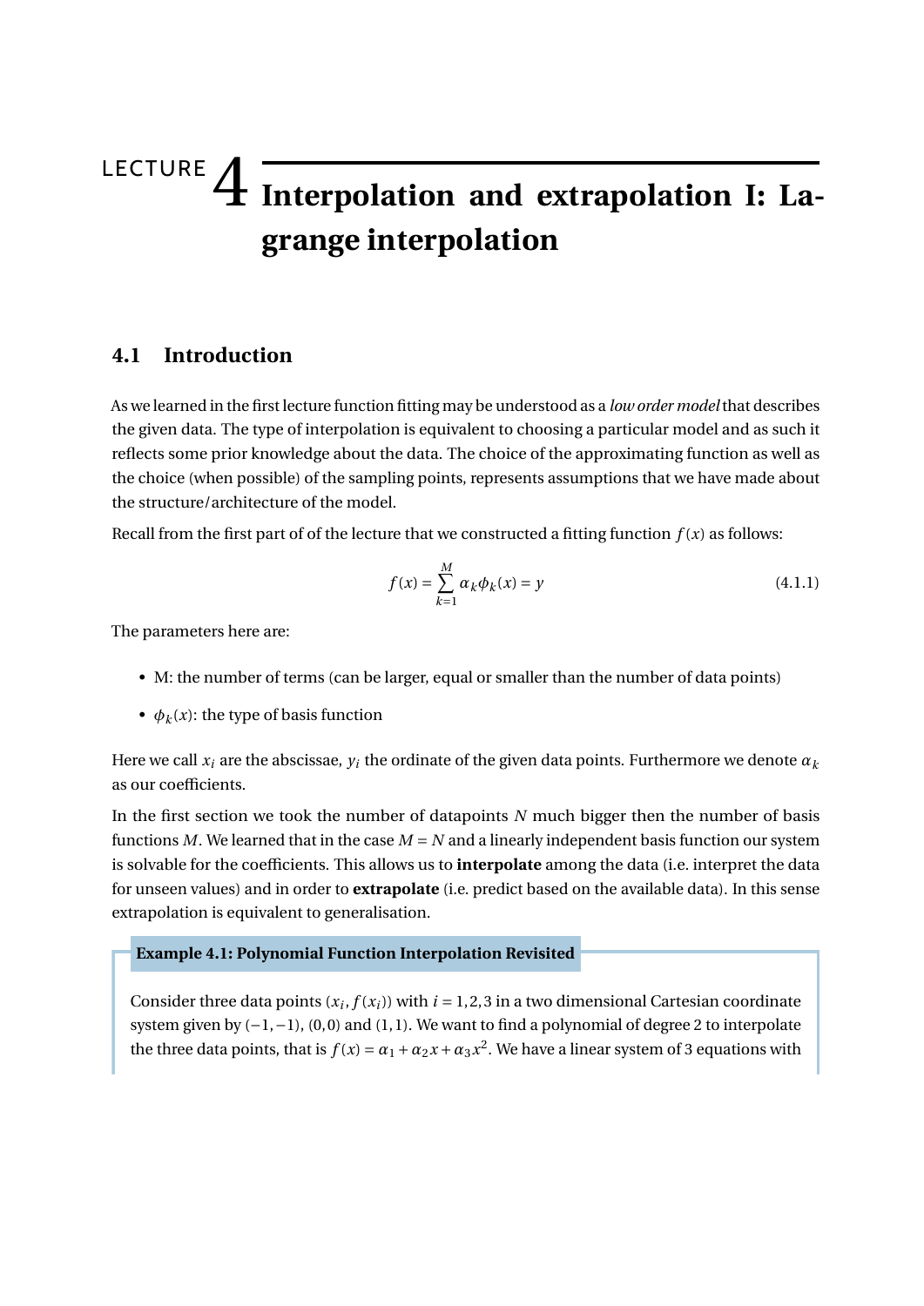# LECTURE 4 Interpolation and extrapolation I: Lagrange interpolation

## 4.1 Introduction

As we learned in the first lecture function fitting may be understood as a *low order model* that describes the given data. The type of interpolation is equivalent to choosing a particular model and as such it reflects some prior knowledge about the data. The choice of the approximating function as well as the choice (when possible) of the sampling points, represents assumptions that we have made about the structure/architecture of the model.

Recall from the first part of of the lecture that we constructed a fitting function $f(x)$ as follows:

$$f(x) = \sum_{k=1}^{M} \alpha_k \phi_k(x) = y \tag{4.1.1}$$

The parameters here are:

- M: the number of terms (can be larger, equal or smaller than the number of data points)
- $\phi_k(x)$: the type of basis function

Here we call $x_i$ are the abscissae, $y_i$ the ordinate of the given data points. Furthermore we denote $\alpha_k$ as our coefficients.

In the first section we took the number of datapoints $N$ much bigger then the number of basis functions $M$. We learned that in the case $M = N$ and a linearly independent basis function our system is solvable for the coefficients. This allows us to **interpolate** among the data (i.e. interpret the data for unseen values) and in order to **extrapolate** (i.e. predict based on the available data). In this sense extrapolation is equivalent to generalisation.

**Example 4.1: Polynomial Function Interpolation Revisited**

Consider three data points $(x_i, f(x_i))$ with $i = 1, 2, 3$ in a two dimensional Cartesian coordinate system given by $(-1, -1)$, $(0, 0)$ and $(1, 1)$. We want to find a polynomial of degree 2 to interpolate the three data points, that is $f(x) = \alpha_1 + \alpha_2 x + \alpha_3 x^2$. We have a linear system of 3 equations with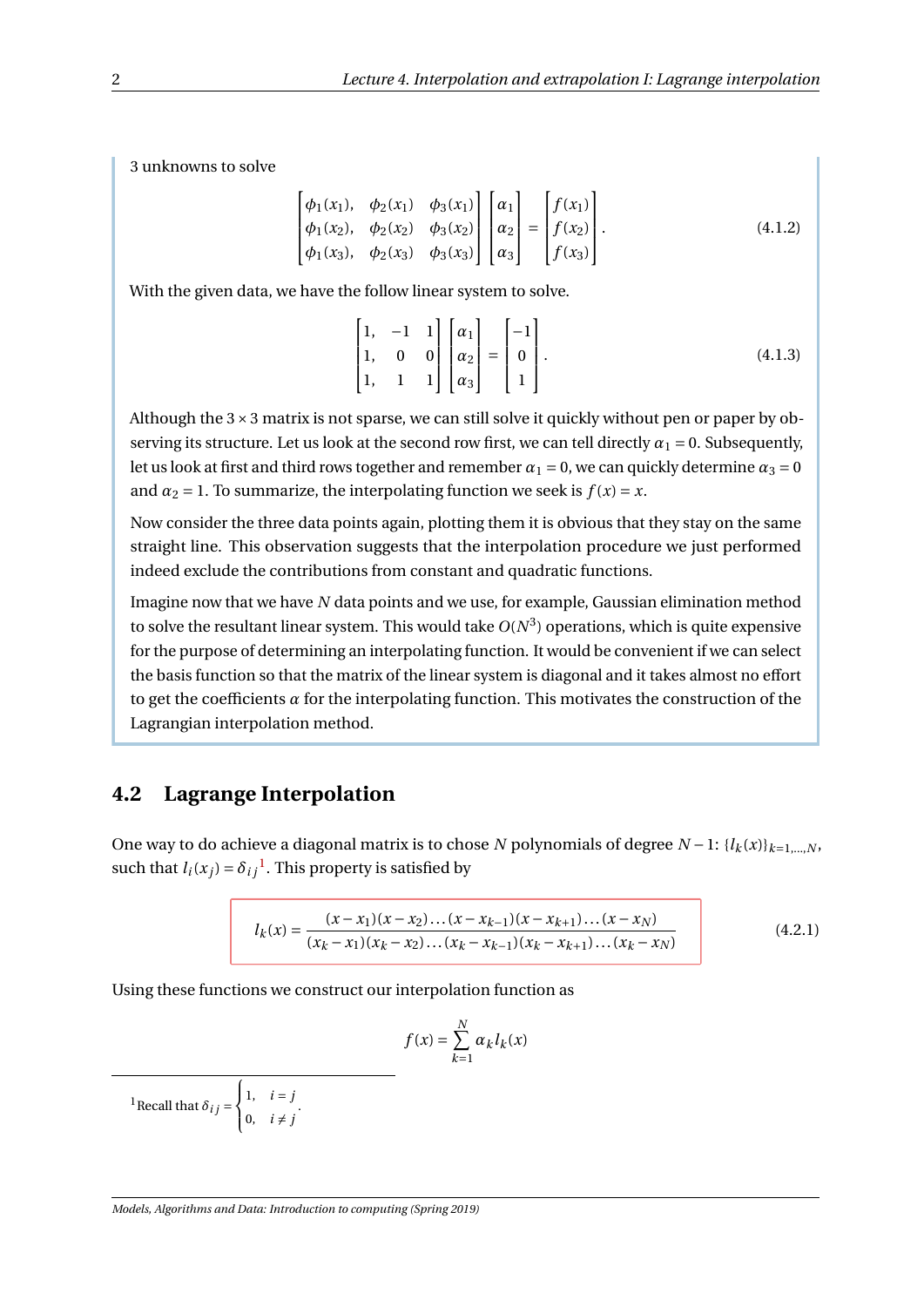3 unknowns to solve

$$
\begin{bmatrix} \phi_1(x_1), & \phi_2(x_1) & \phi_3(x_1) \\ \phi_1(x_2), & \phi_2(x_2) & \phi_3(x_2) \\ \phi_1(x_3), & \phi_2(x_3) & \phi_3(x_3) \end{bmatrix} \begin{bmatrix} \alpha_1 \\ \alpha_2 \\ \alpha_3 \end{bmatrix} = \begin{bmatrix} f(x_1) \\ f(x_2) \\ f(x_3) \end{bmatrix}. \tag{4.1.2}
$$

With the given data, we have the follow linear system to solve.

$$
\begin{bmatrix} 1, & -1 & 1 \\ 1, & 0 & 0 \\ 1, & 1 & 1 \end{bmatrix} \begin{bmatrix} \alpha_1 \\ \alpha_2 \\ \alpha_3 \end{bmatrix} = \begin{bmatrix} -1 \\ 0 \\ 1 \end{bmatrix}. \tag{4.1.3}
$$

Although the $3 \times 3$ matrix is not sparse, we can still solve it quickly without pen or paper by observing its structure. Let us look at the second row first, we can tell directly $\alpha_1 = 0$. Subsequently, let us look at first and third rows together and remember $\alpha_1 = 0$, we can quickly determine $\alpha_3 = 0$ and $\alpha_2 = 1$. To summarize, the interpolating function we seek is $f(x) = x$.

Now consider the three data points again, plotting them it is obvious that they stay on the same straight line. This observation suggests that the interpolation procedure we just performed indeed exclude the contributions from constant and quadratic functions.

Imagine now that we have $N$ data points and we use, for example, Gaussian elimination method to solve the resultant linear system. This would take $O(N^3)$ operations, which is quite expensive for the purpose of determining an interpolating function. It would be convenient if we can select the basis function so that the matrix of the linear system is diagonal and it takes almost no effort to get the coefficients $\alpha$ for the interpolating function. This motivates the construction of the Lagrangian interpolation method.

## 4.2 Lagrange Interpolation

One way to do achieve a diagonal matrix is to chose $N$ polynomials of degree $N-1$: $\{l_k(x)\}_{k=1,\ldots,N}$, such that $l_i(x_j) = \delta_{ij}$[1]. This property is satisfied by

$$
l_k(x) = \frac{(x-x_1)(x-x_2)\ldots(x-x_{k-1})(x-x_{k+1})\ldots(x-x_N)}{(x_k-x_1)(x_k-x_2)\ldots(x_k-x_{k-1})(x_k-x_{k+1})\ldots(x_k-x_N)} \tag{4.2.1}
$$

Using these functions we construct our interpolation function as

$$
f(x) = \sum_{k=1}^{N} \alpha_k l_k(x)
$$

[1] Recall that $\delta_{ij} = \begin{cases} 1, & i = j \\ 0, & i \neq j \end{cases}$.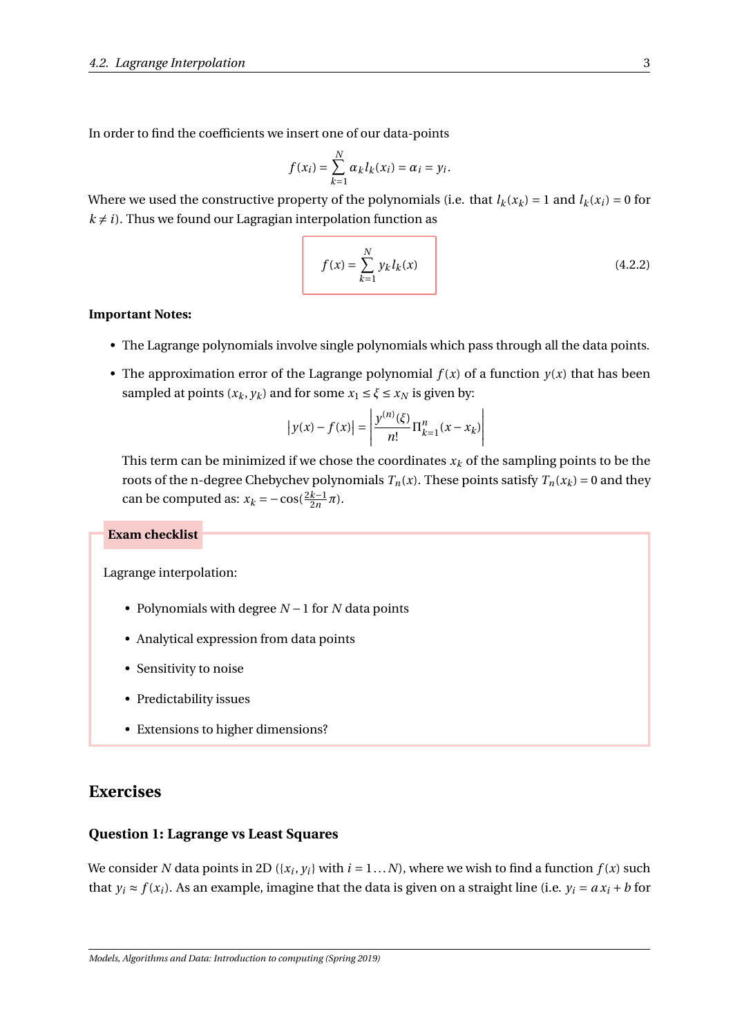In order to find the coefficients we insert one of our data-points

$$f(x_i) = \sum_{k=1}^{N} \alpha_k l_k(x_i) = \alpha_i = y_i.$$

Where we used the constructive property of the polynomials (i.e. that $l_k(x_k) = 1$ and $l_k(x_i) = 0$ for $k \neq i$). Thus we found our Lagragian interpolation function as

$$\boxed{f(x) = \sum_{k=1}^{N} y_k l_k(x)} \tag{4.2.2}$$

**Important Notes:**

- The Lagrange polynomials involve single polynomials which pass through all the data points.
- The approximation error of the Lagrange polynomial $f(x)$ of a function $y(x)$ that has been sampled at points $(x_k, y_k)$ and for some $x_1 \leq \xi \leq x_N$ is given by:

  $$\left|y(x) - f(x)\right| = \left|\frac{y^{(n)}(\xi)}{n!} \Pi_{k=1}^{n}(x - x_k)\right|$$

  This term can be minimized if we chose the coordinates $x_k$ of the sampling points to be the roots of the n-degree Chebychev polynomials $T_n(x)$. These points satisfy $T_n(x_k) = 0$ and they can be computed as: $x_k = -\cos(\frac{2k-1}{2n}\pi)$.

**Exam checklist**

Lagrange interpolation:

- Polynomials with degree $N-1$ for $N$ data points
- Analytical expression from data points
- Sensitivity to noise
- Predictability issues
- Extensions to higher dimensions?

## Exercises

### Question 1: Lagrange vs Least Squares

We consider $N$ data points in 2D ($\{x_i, y_i\}$ with $i = 1 \ldots N$), where we wish to find a function $f(x)$ such that $y_i \approx f(x_i)$. As an example, imagine that the data is given on a straight line (i.e. $y_i = a x_i + b$ for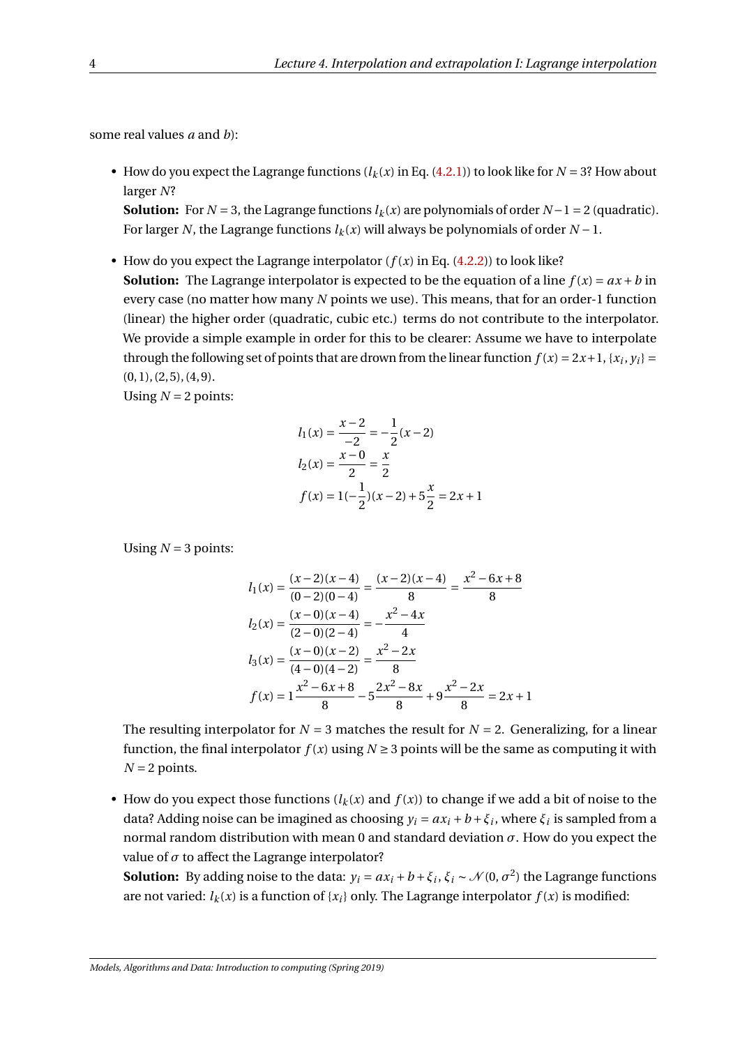some real values $a$ and $b$):

- How do you expect the Lagrange functions ($l_k(x)$ in Eq. (4.2.1)) to look like for $N = 3$? How about larger $N$?

  **Solution:** For $N = 3$, the Lagrange functions $l_k(x)$ are polynomials of order $N-1 = 2$ (quadratic). For larger $N$, the Lagrange functions $l_k(x)$ will always be polynomials of order $N-1$.

- How do you expect the Lagrange interpolator ($f(x)$ in Eq. (4.2.2)) to look like?

  **Solution:** The Lagrange interpolator is expected to be the equation of a line $f(x) = ax + b$ in every case (no matter how many $N$ points we use). This means, that for an order-1 function (linear) the higher order (quadratic, cubic etc.) terms do not contribute to the interpolator. We provide a simple example in order for this to be clearer: Assume we have to interpolate through the following set of points that are drown from the linear function $f(x) = 2x+1$, $\{x_i, y_i\} = (0,1), (2,5), (4,9)$.

  Using $N = 2$ points:

$$
\begin{aligned}
l_1(x) &= \frac{x-2}{-2} = -\frac{1}{2}(x-2) \\
l_2(x) &= \frac{x-0}{2} = \frac{x}{2} \\
f(x) &= 1(-\frac{1}{2})(x-2) + 5\frac{x}{2} = 2x+1
\end{aligned}
$$

  Using $N = 3$ points:

$$
\begin{aligned}
l_1(x) &= \frac{(x-2)(x-4)}{(0-2)(0-4)} = \frac{(x-2)(x-4)}{8} = \frac{x^2-6x+8}{8} \\
l_2(x) &= \frac{(x-0)(x-4)}{(2-0)(2-4)} = -\frac{x^2-4x}{4} \\
l_3(x) &= \frac{(x-0)(x-2)}{(4-0)(4-2)} = \frac{x^2-2x}{8} \\
f(x) &= 1\frac{x^2-6x+8}{8} - 5\frac{2x^2-8x}{8} + 9\frac{x^2-2x}{8} = 2x+1
\end{aligned}
$$

  The resulting interpolator for $N = 3$ matches the result for $N = 2$. Generalizing, for a linear function, the final interpolator $f(x)$ using $N \geq 3$ points will be the same as computing it with $N = 2$ points.

- How do you expect those functions ($l_k(x)$ and $f(x)$) to change if we add a bit of noise to the data? Adding noise can be imagined as choosing $y_i = ax_i + b + \xi_i$, where $\xi_i$ is sampled from a normal random distribution with mean 0 and standard deviation $\sigma$. How do you expect the value of $\sigma$ to affect the Lagrange interpolator?

  **Solution:** By adding noise to the data: $y_i = ax_i + b + \xi_i$, $\xi_i \sim \mathcal{N}(0, \sigma^2)$ the Lagrange functions are not varied: $l_k(x)$ is a function of $\{x_i\}$ only. The Lagrange interpolator $f(x)$ is modified: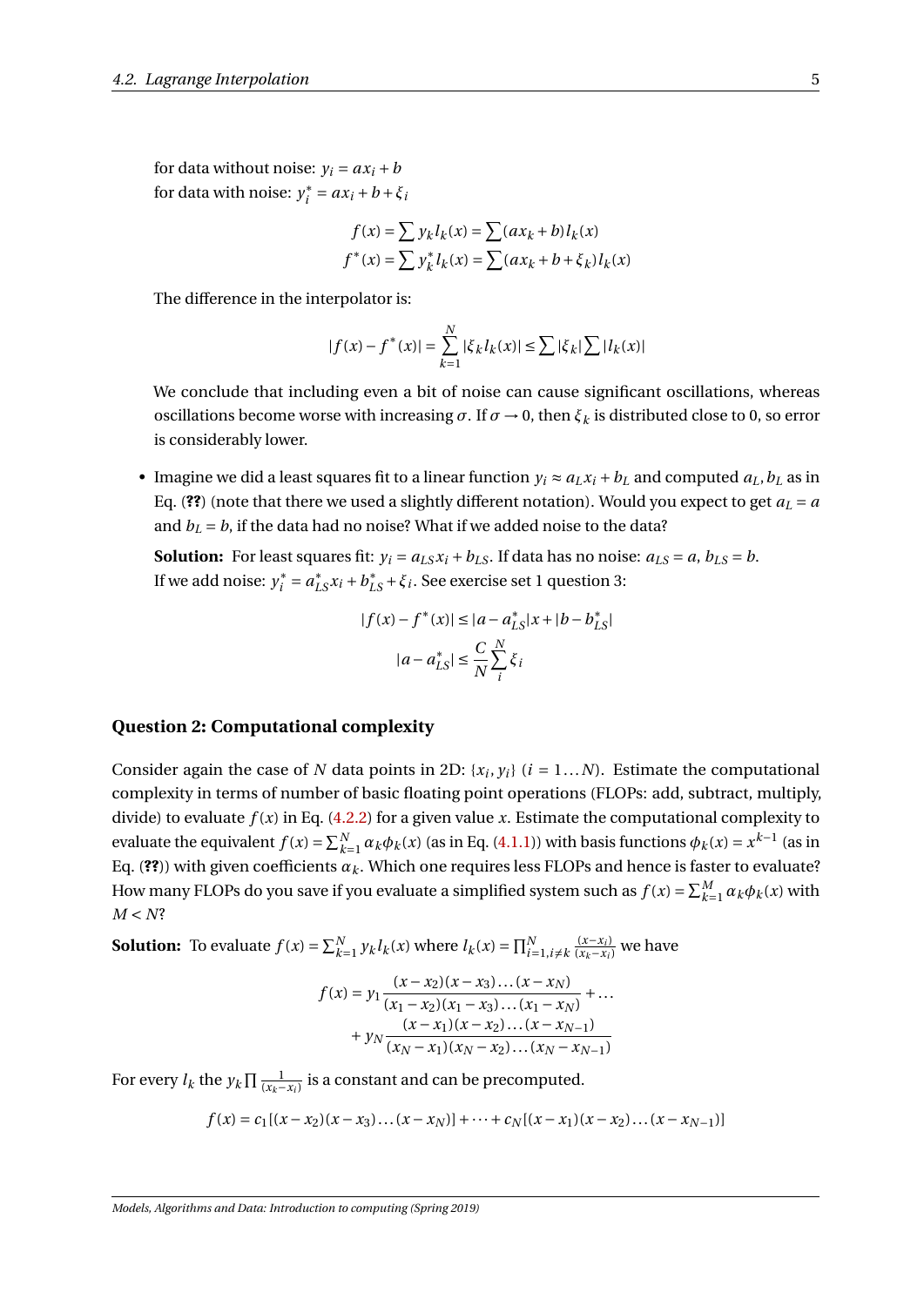for data without noise: $y_i = ax_i + b$
for data with noise: $y_i^* = ax_i + b + \xi_i$

$$f(x) = \sum y_k l_k(x) = \sum (ax_k + b) l_k(x)$$
$$f^*(x) = \sum y_k^* l_k(x) = \sum (ax_k + b + \xi_k) l_k(x)$$

The difference in the interpolator is:

$$|f(x) - f^*(x)| = \sum_{k=1}^{N} |\xi_k l_k(x)| \leq \sum |\xi_k| \sum |l_k(x)|$$

We conclude that including even a bit of noise can cause significant oscillations, whereas oscillations become worse with increasing $\sigma$. If $\sigma \to 0$, then $\xi_k$ is distributed close to 0, so error is considerably lower.

- Imagine we did a least squares fit to a linear function $y_i \approx a_L x_i + b_L$ and computed $a_L, b_L$ as in Eq. (**??**) (note that there we used a slightly different notation). Would you expect to get $a_L = a$ and $b_L = b$, if the data had no noise? What if we added noise to the data?

  **Solution:** For least squares fit: $y_i = a_{LS} x_i + b_{LS}$. If data has no noise: $a_{LS} = a$, $b_{LS} = b$.
  If we add noise: $y_i^* = a_{LS}^* x_i + b_{LS}^* + \xi_i$. See exercise set 1 question 3:

$$|f(x) - f^*(x)| \leq |a - a_{LS}^*| x + |b - b_{LS}^*|$$
$$|a - a_{LS}^*| \leq \frac{C}{N} \sum_i^N \xi_i$$

### Question 2: Computational complexity

Consider again the case of $N$ data points in 2D: $\{x_i, y_i\}$ $(i = 1 \dots N)$. Estimate the computational complexity in terms of number of basic floating point operations (FLOPs: add, subtract, multiply, divide) to evaluate $f(x)$ in Eq. (4.2.2) for a given value $x$. Estimate the computational complexity to evaluate the equivalent $f(x) = \sum_{k=1}^{N} \alpha_k \phi_k(x)$ (as in Eq. (4.1.1)) with basis functions $\phi_k(x) = x^{k-1}$ (as in Eq. (**??**)) with given coefficients $\alpha_k$. Which one requires less FLOPs and hence is faster to evaluate? How many FLOPs do you save if you evaluate a simplified system such as $f(x) = \sum_{k=1}^{M} \alpha_k \phi_k(x)$ with $M < N$?

**Solution:** To evaluate $f(x) = \sum_{k=1}^{N} y_k l_k(x)$ where $l_k(x) = \prod_{i=1, i \neq k}^{N} \frac{(x - x_i)}{(x_k - x_i)}$ we have

$$f(x) = y_1 \frac{(x - x_2)(x - x_3) \dots (x - x_N)}{(x_1 - x_2)(x_1 - x_3) \dots (x_1 - x_N)} + \dots$$
$$+ y_N \frac{(x - x_1)(x - x_2) \dots (x - x_{N-1})}{(x_N - x_1)(x_N - x_2) \dots (x_N - x_{N-1})}$$

For every $l_k$ the $y_k \prod \frac{1}{(x_k - x_i)}$ is a constant and can be precomputed.

$$f(x) = c_1[(x - x_2)(x - x_3) \dots (x - x_N)] + \dots + c_N[(x - x_1)(x - x_2) \dots (x - x_{N-1})]$$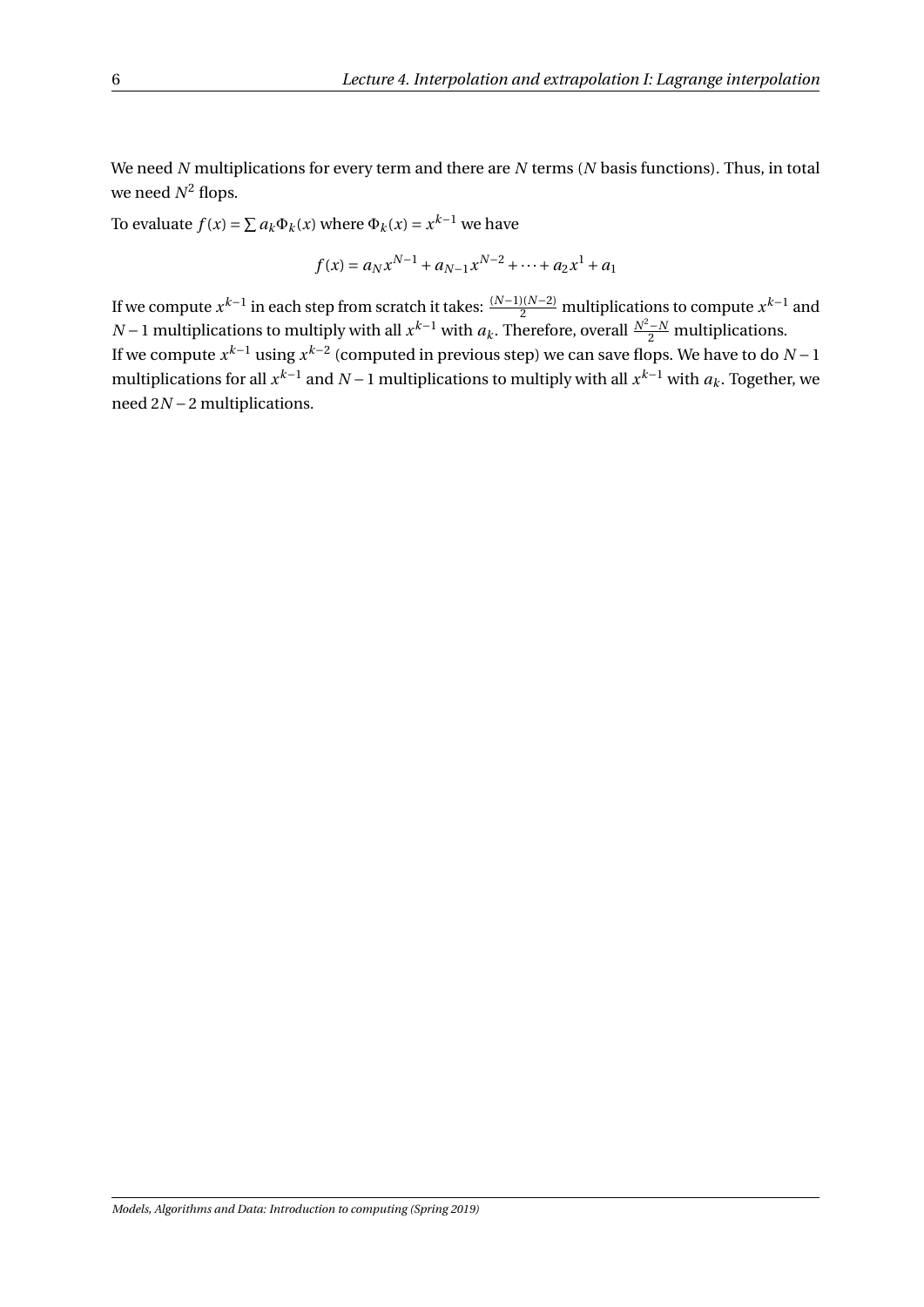We need $N$ multiplications for every term and there are $N$ terms ($N$ basis functions). Thus, in total we need $N^2$ flops.

To evaluate $f(x) = \sum a_k \Phi_k(x)$ where $\Phi_k(x) = x^{k-1}$ we have

$$f(x) = a_N x^{N-1} + a_{N-1} x^{N-2} + \cdots + a_2 x^1 + a_1$$

If we compute $x^{k-1}$ in each step from scratch it takes: $\frac{(N-1)(N-2)}{2}$ multiplications to compute $x^{k-1}$ and $N-1$ multiplications to multiply with all $x^{k-1}$ with $a_k$. Therefore, overall $\frac{N^2-N}{2}$ multiplications.
If we compute $x^{k-1}$ using $x^{k-2}$ (computed in previous step) we can save flops. We have to do $N-1$ multiplications for all $x^{k-1}$ and $N-1$ multiplications to multiply with all $x^{k-1}$ with $a_k$. Together, we need $2N-2$ multiplications.